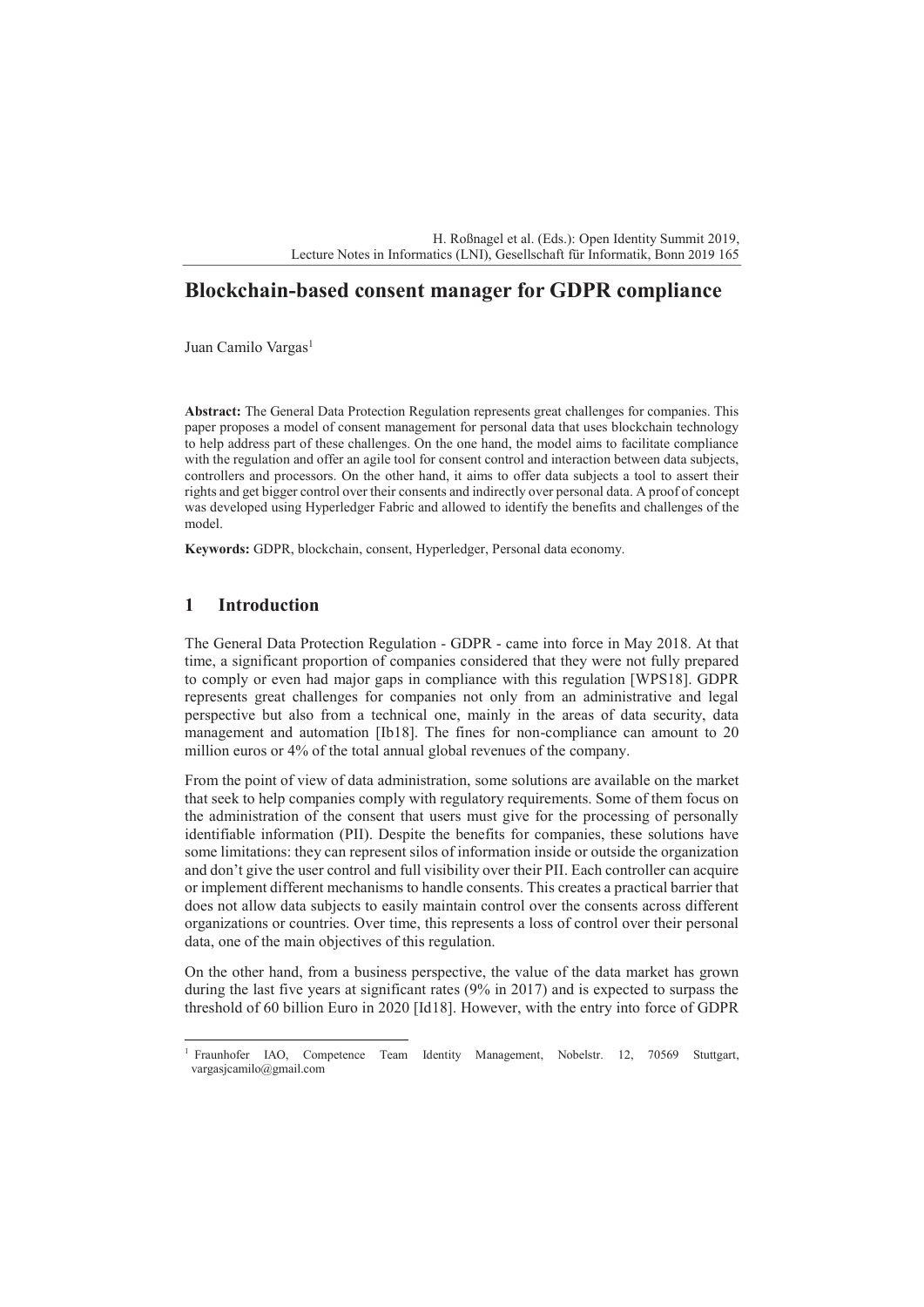# Blockchain-based consent manager for GDPR compliance

Juan Camilo Vargas[1]

**Abstract:** The General Data Protection Regulation represents great challenges for companies. This paper proposes a model of consent management for personal data that uses blockchain technology to help address part of these challenges. On the one hand, the model aims to facilitate compliance with the regulation and offer an agile tool for consent control and interaction between data subjects, controllers and processors. On the other hand, it aims to offer data subjects a tool to assert their rights and get bigger control over their consents and indirectly over personal data. A proof of concept was developed using Hyperledger Fabric and allowed to identify the benefits and challenges of the model.

**Keywords:** GDPR, blockchain, consent, Hyperledger, Personal data economy.

## 1 Introduction

The General Data Protection Regulation - GDPR - came into force in May 2018. At that time, a significant proportion of companies considered that they were not fully prepared to comply or even had major gaps in compliance with this regulation [WPS18]. GDPR represents great challenges for companies not only from an administrative and legal perspective but also from a technical one, mainly in the areas of data security, data management and automation [Ib18]. The fines for non-compliance can amount to 20 million euros or 4% of the total annual global revenues of the company.

From the point of view of data administration, some solutions are available on the market that seek to help companies comply with regulatory requirements. Some of them focus on the administration of the consent that users must give for the processing of personally identifiable information (PII). Despite the benefits for companies, these solutions have some limitations: they can represent silos of information inside or outside the organization and don't give the user control and full visibility over their PII. Each controller can acquire or implement different mechanisms to handle consents. This creates a practical barrier that does not allow data subjects to easily maintain control over the consents across different organizations or countries. Over time, this represents a loss of control over their personal data, one of the main objectives of this regulation.

On the other hand, from a business perspective, the value of the data market has grown during the last five years at significant rates (9% in 2017) and is expected to surpass the threshold of 60 billion Euro in 2020 [Id18]. However, with the entry into force of GDPR

[1] Fraunhofer IAO, Competence Team Identity Management, Nobelstr. 12, 70569 Stuttgart, vargasjcamilo@gmail.com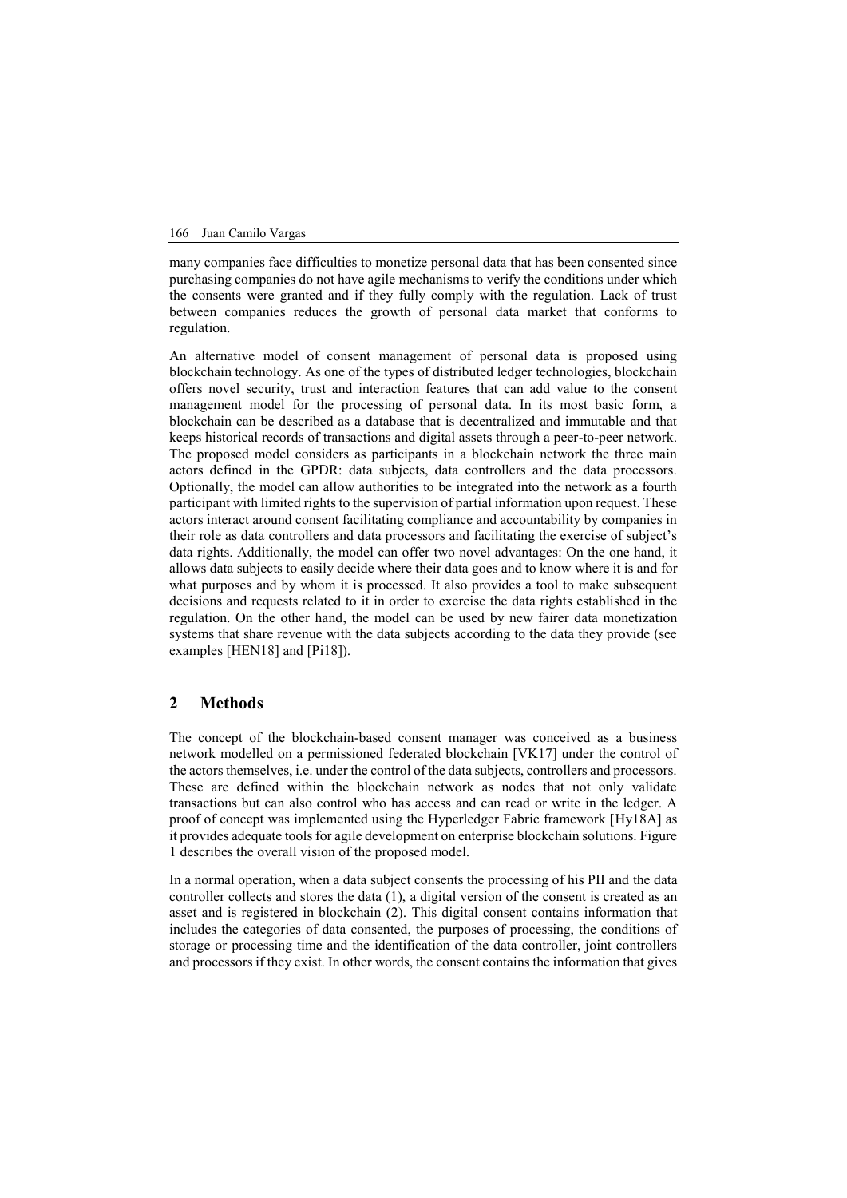many companies face difficulties to monetize personal data that has been consented since purchasing companies do not have agile mechanisms to verify the conditions under which the consents were granted and if they fully comply with the regulation. Lack of trust between companies reduces the growth of personal data market that conforms to regulation.

An alternative model of consent management of personal data is proposed using blockchain technology. As one of the types of distributed ledger technologies, blockchain offers novel security, trust and interaction features that can add value to the consent management model for the processing of personal data. In its most basic form, a blockchain can be described as a database that is decentralized and immutable and that keeps historical records of transactions and digital assets through a peer-to-peer network. The proposed model considers as participants in a blockchain network the three main actors defined in the GPDR: data subjects, data controllers and the data processors. Optionally, the model can allow authorities to be integrated into the network as a fourth participant with limited rights to the supervision of partial information upon request. These actors interact around consent facilitating compliance and accountability by companies in their role as data controllers and data processors and facilitating the exercise of subject's data rights. Additionally, the model can offer two novel advantages: On the one hand, it allows data subjects to easily decide where their data goes and to know where it is and for what purposes and by whom it is processed. It also provides a tool to make subsequent decisions and requests related to it in order to exercise the data rights established in the regulation. On the other hand, the model can be used by new fairer data monetization systems that share revenue with the data subjects according to the data they provide (see examples [HEN18] and [Pi18]).

## 2 Methods

The concept of the blockchain-based consent manager was conceived as a business network modelled on a permissioned federated blockchain [VK17] under the control of the actors themselves, i.e. under the control of the data subjects, controllers and processors. These are defined within the blockchain network as nodes that not only validate transactions but can also control who has access and can read or write in the ledger. A proof of concept was implemented using the Hyperledger Fabric framework [Hy18A] as it provides adequate tools for agile development on enterprise blockchain solutions. Figure 1 describes the overall vision of the proposed model.

In a normal operation, when a data subject consents the processing of his PII and the data controller collects and stores the data (1), a digital version of the consent is created as an asset and is registered in blockchain (2). This digital consent contains information that includes the categories of data consented, the purposes of processing, the conditions of storage or processing time and the identification of the data controller, joint controllers and processors if they exist. In other words, the consent contains the information that gives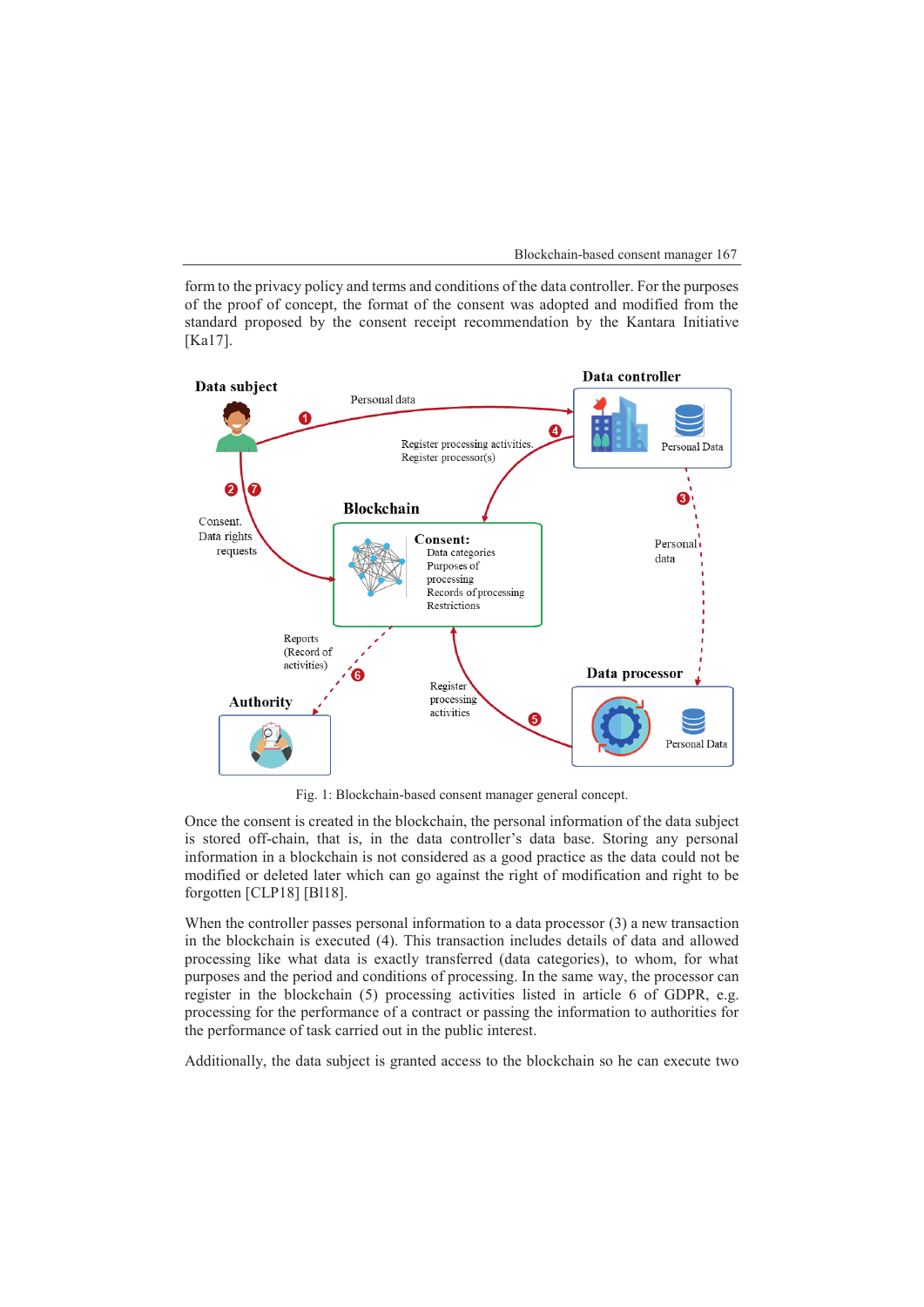form to the privacy policy and terms and conditions of the data controller. For the purposes of the proof of concept, the format of the consent was adopted and modified from the standard proposed by the consent receipt recommendation by the Kantara Initiative [Ka17].

Fig. 1: Blockchain-based consent manager general concept.

Once the consent is created in the blockchain, the personal information of the data subject is stored off-chain, that is, in the data controller's data base. Storing any personal information in a blockchain is not considered as a good practice as the data could not be modified or deleted later which can go against the right of modification and right to be forgotten [CLP18] [Bl18].

When the controller passes personal information to a data processor (3) a new transaction in the blockchain is executed (4). This transaction includes details of data and allowed processing like what data is exactly transferred (data categories), to whom, for what purposes and the period and conditions of processing. In the same way, the processor can register in the blockchain (5) processing activities listed in article 6 of GDPR, e.g. processing for the performance of a contract or passing the information to authorities for the performance of task carried out in the public interest.

Additionally, the data subject is granted access to the blockchain so he can execute two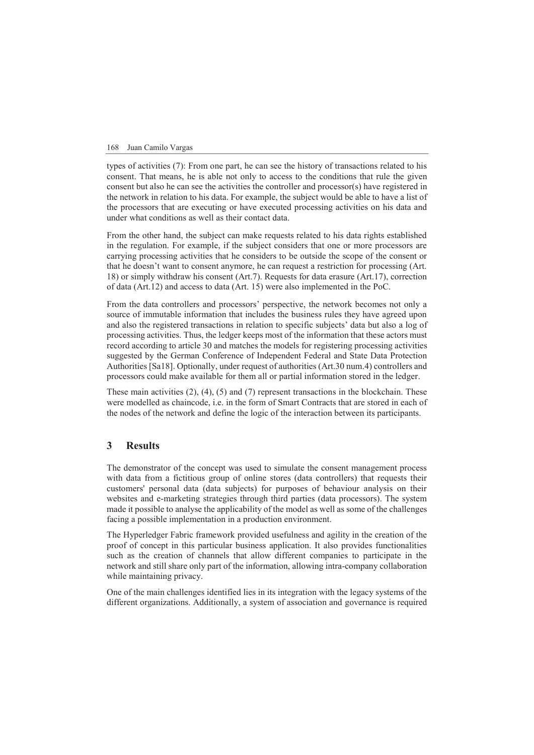types of activities (7): From one part, he can see the history of transactions related to his consent. That means, he is able not only to access to the conditions that rule the given consent but also he can see the activities the controller and processor(s) have registered in the network in relation to his data. For example, the subject would be able to have a list of the processors that are executing or have executed processing activities on his data and under what conditions as well as their contact data.

From the other hand, the subject can make requests related to his data rights established in the regulation. For example, if the subject considers that one or more processors are carrying processing activities that he considers to be outside the scope of the consent or that he doesn't want to consent anymore, he can request a restriction for processing (Art. 18) or simply withdraw his consent (Art.7). Requests for data erasure (Art.17), correction of data (Art.12) and access to data (Art. 15) were also implemented in the PoC.

From the data controllers and processors' perspective, the network becomes not only a source of immutable information that includes the business rules they have agreed upon and also the registered transactions in relation to specific subjects' data but also a log of processing activities. Thus, the ledger keeps most of the information that these actors must record according to article 30 and matches the models for registering processing activities suggested by the German Conference of Independent Federal and State Data Protection Authorities [Sa18]. Optionally, under request of authorities (Art.30 num.4) controllers and processors could make available for them all or partial information stored in the ledger.

These main activities (2), (4), (5) and (7) represent transactions in the blockchain. These were modelled as chaincode, i.e. in the form of Smart Contracts that are stored in each of the nodes of the network and define the logic of the interaction between its participants.

## 3 Results

The demonstrator of the concept was used to simulate the consent management process with data from a fictitious group of online stores (data controllers) that requests their customers' personal data (data subjects) for purposes of behaviour analysis on their websites and e-marketing strategies through third parties (data processors). The system made it possible to analyse the applicability of the model as well as some of the challenges facing a possible implementation in a production environment.

The Hyperledger Fabric framework provided usefulness and agility in the creation of the proof of concept in this particular business application. It also provides functionalities such as the creation of channels that allow different companies to participate in the network and still share only part of the information, allowing intra-company collaboration while maintaining privacy.

One of the main challenges identified lies in its integration with the legacy systems of the different organizations. Additionally, a system of association and governance is required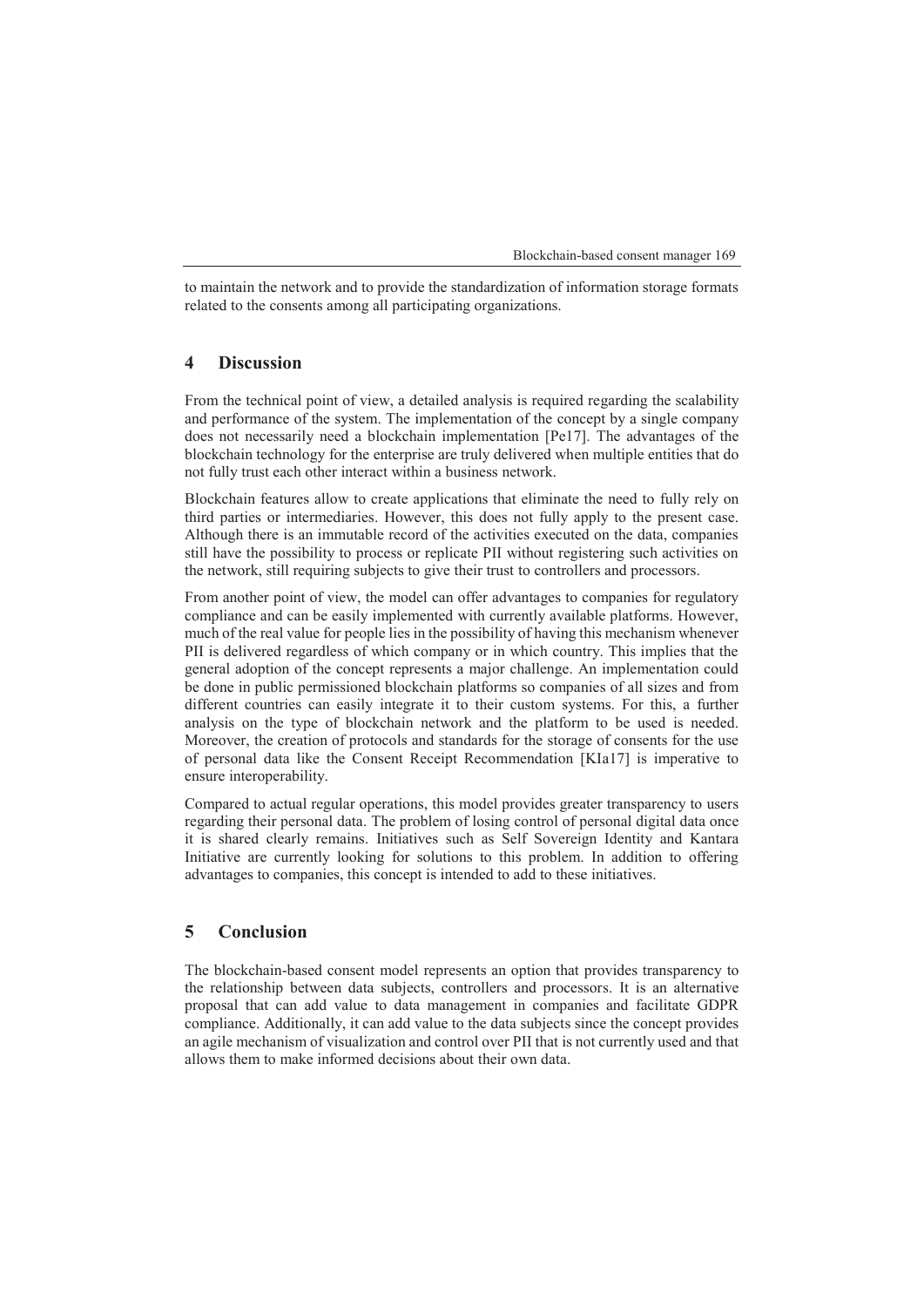to maintain the network and to provide the standardization of information storage formats related to the consents among all participating organizations.

## 4 Discussion

From the technical point of view, a detailed analysis is required regarding the scalability and performance of the system. The implementation of the concept by a single company does not necessarily need a blockchain implementation [Pe17]. The advantages of the blockchain technology for the enterprise are truly delivered when multiple entities that do not fully trust each other interact within a business network.

Blockchain features allow to create applications that eliminate the need to fully rely on third parties or intermediaries. However, this does not fully apply to the present case. Although there is an immutable record of the activities executed on the data, companies still have the possibility to process or replicate PII without registering such activities on the network, still requiring subjects to give their trust to controllers and processors.

From another point of view, the model can offer advantages to companies for regulatory compliance and can be easily implemented with currently available platforms. However, much of the real value for people lies in the possibility of having this mechanism whenever PII is delivered regardless of which company or in which country. This implies that the general adoption of the concept represents a major challenge. An implementation could be done in public permissioned blockchain platforms so companies of all sizes and from different countries can easily integrate it to their custom systems. For this, a further analysis on the type of blockchain network and the platform to be used is needed. Moreover, the creation of protocols and standards for the storage of consents for the use of personal data like the Consent Receipt Recommendation [KIa17] is imperative to ensure interoperability.

Compared to actual regular operations, this model provides greater transparency to users regarding their personal data. The problem of losing control of personal digital data once it is shared clearly remains. Initiatives such as Self Sovereign Identity and Kantara Initiative are currently looking for solutions to this problem. In addition to offering advantages to companies, this concept is intended to add to these initiatives.

## 5 Conclusion

The blockchain-based consent model represents an option that provides transparency to the relationship between data subjects, controllers and processors. It is an alternative proposal that can add value to data management in companies and facilitate GDPR compliance. Additionally, it can add value to the data subjects since the concept provides an agile mechanism of visualization and control over PII that is not currently used and that allows them to make informed decisions about their own data.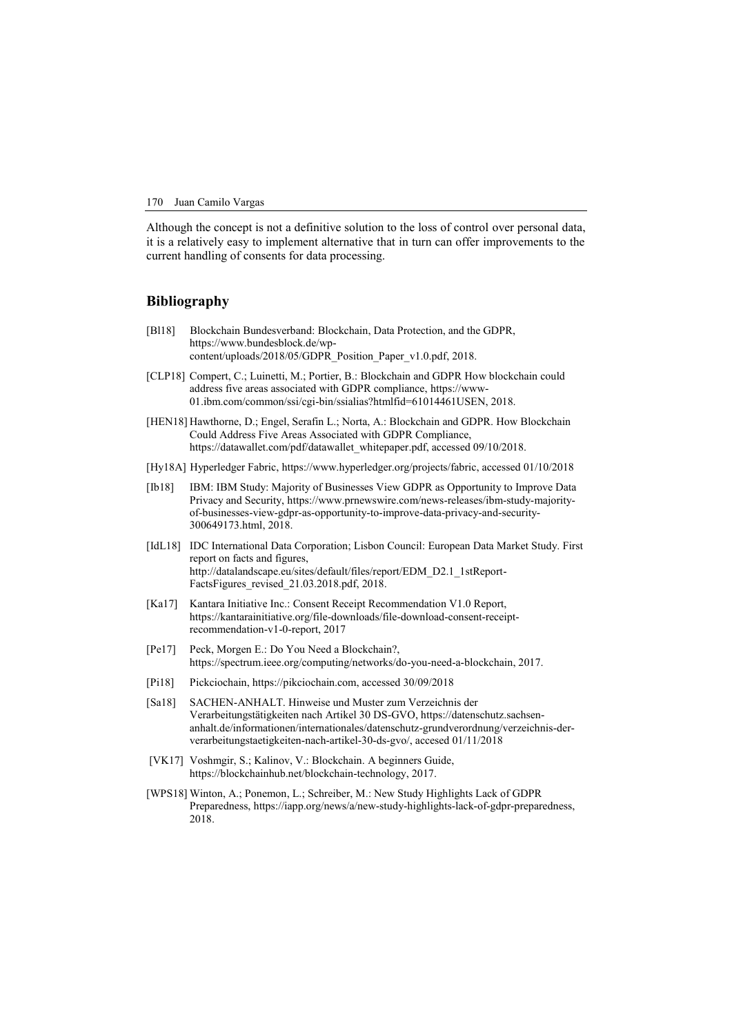Although the concept is not a definitive solution to the loss of control over personal data, it is a relatively easy to implement alternative that in turn can offer improvements to the current handling of consents for data processing.

## Bibliography

[Bl18] Blockchain Bundesverband: Blockchain, Data Protection, and the GDPR, https://www.bundesblock.de/wp-content/uploads/2018/05/GDPR_Position_Paper_v1.0.pdf, 2018.

[CLP18] Compert, C.; Luinetti, M.; Portier, B.: Blockchain and GDPR How blockchain could address five areas associated with GDPR compliance, https://www-01.ibm.com/common/ssi/cgi-bin/ssialias?htmlfid=61014461USEN, 2018.

[HEN18] Hawthorne, D.; Engel, Serafin L.; Norta, A.: Blockchain and GDPR. How Blockchain Could Address Five Areas Associated with GDPR Compliance, https://datawallet.com/pdf/datawallet_whitepaper.pdf, accessed 09/10/2018.

[Hy18A] Hyperledger Fabric, https://www.hyperledger.org/projects/fabric, accessed 01/10/2018

[Ib18] IBM: IBM Study: Majority of Businesses View GDPR as Opportunity to Improve Data Privacy and Security, https://www.prnewswire.com/news-releases/ibm-study-majority-of-businesses-view-gdpr-as-opportunity-to-improve-data-privacy-and-security-300649173.html, 2018.

[IdL18] IDC International Data Corporation; Lisbon Council: European Data Market Study. First report on facts and figures, http://datalandscape.eu/sites/default/files/report/EDM_D2.1_1stReport-FactsFigures_revised_21.03.2018.pdf, 2018.

[Ka17] Kantara Initiative Inc.: Consent Receipt Recommendation V1.0 Report, https://kantarainitiative.org/file-downloads/file-download-consent-receipt-recommendation-v1-0-report, 2017

[Pe17] Peck, Morgen E.: Do You Need a Blockchain?, https://spectrum.ieee.org/computing/networks/do-you-need-a-blockchain, 2017.

[Pi18] Pickciochain, https://pikciochain.com, accessed 30/09/2018

[Sa18] SACHEN-ANHALT. Hinweise und Muster zum Verzeichnis der Verarbeitungstätigkeiten nach Artikel 30 DS-GVO, https://datenschutz.sachsen-anhalt.de/informationen/internationales/datenschutz-grundverordnung/verzeichnis-der-verarbeitungstaetigkeiten-nach-artikel-30-ds-gvo/, accesed 01/11/2018

[VK17] Voshmgir, S.; Kalinov, V.: Blockchain. A beginners Guide, https://blockchainhub.net/blockchain-technology, 2017.

[WPS18] Winton, A.; Ponemon, L.; Schreiber, M.: New Study Highlights Lack of GDPR Preparedness, https://iapp.org/news/a/new-study-highlights-lack-of-gdpr-preparedness, 2018.